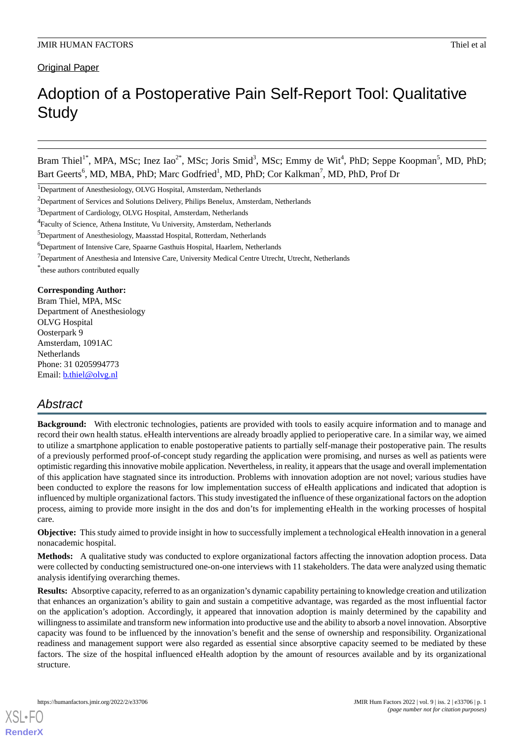Original Paper

# Adoption of a Postoperative Pain Self-Report Tool: Qualitative Study

Bram Thiel[1*], MPA, MSc; Inez Iao[2*], MSc; Joris Smid[3], MSc; Emmy de Wit[4], PhD; Seppe Koopman[5], MD, PhD; Bart Geerts[6], MD, MBA, PhD; Marc Godfried[1], MD, PhD; Cor Kalkman[7], MD, PhD, Prof Dr

[1]Department of Anesthesiology, OLVG Hospital, Amsterdam, Netherlands

[2]Department of Services and Solutions Delivery, Philips Benelux, Amsterdam, Netherlands

[3]Department of Cardiology, OLVG Hospital, Amsterdam, Netherlands

[4]Faculty of Science, Athena Institute, Vu University, Amsterdam, Netherlands

[5]Department of Anesthesiology, Maasstad Hospital, Rotterdam, Netherlands

[6]Department of Intensive Care, Spaarne Gasthuis Hospital, Haarlem, Netherlands

[7]Department of Anesthesia and Intensive Care, University Medical Centre Utrecht, Utrecht, Netherlands

[*]these authors contributed equally

**Corresponding Author:**
Bram Thiel, MPA, MSc
Department of Anesthesiology
OLVG Hospital
Oosterpark 9
Amsterdam, 1091AC
Netherlands
Phone: 31 0205994773
Email: b.thiel@olvg.nl

## Abstract

**Background:** With electronic technologies, patients are provided with tools to easily acquire information and to manage and record their own health status. eHealth interventions are already broadly applied to perioperative care. In a similar way, we aimed to utilize a smartphone application to enable postoperative patients to partially self-manage their postoperative pain. The results of a previously performed proof-of-concept study regarding the application were promising, and nurses as well as patients were optimistic regarding this innovative mobile application. Nevertheless, in reality, it appears that the usage and overall implementation of this application have stagnated since its introduction. Problems with innovation adoption are not novel; various studies have been conducted to explore the reasons for low implementation success of eHealth applications and indicated that adoption is influenced by multiple organizational factors. This study investigated the influence of these organizational factors on the adoption process, aiming to provide more insight in the dos and don'ts for implementing eHealth in the working processes of hospital care.

**Objective:** This study aimed to provide insight in how to successfully implement a technological eHealth innovation in a general nonacademic hospital.

**Methods:** A qualitative study was conducted to explore organizational factors affecting the innovation adoption process. Data were collected by conducting semistructured one-on-one interviews with 11 stakeholders. The data were analyzed using thematic analysis identifying overarching themes.

**Results:** Absorptive capacity, referred to as an organization's dynamic capability pertaining to knowledge creation and utilization that enhances an organization's ability to gain and sustain a competitive advantage, was regarded as the most influential factor on the application's adoption. Accordingly, it appeared that innovation adoption is mainly determined by the capability and willingness to assimilate and transform new information into productive use and the ability to absorb a novel innovation. Absorptive capacity was found to be influenced by the innovation's benefit and the sense of ownership and responsibility. Organizational readiness and management support were also regarded as essential since absorptive capacity seemed to be mediated by these factors. The size of the hospital influenced eHealth adoption by the amount of resources available and by its organizational structure.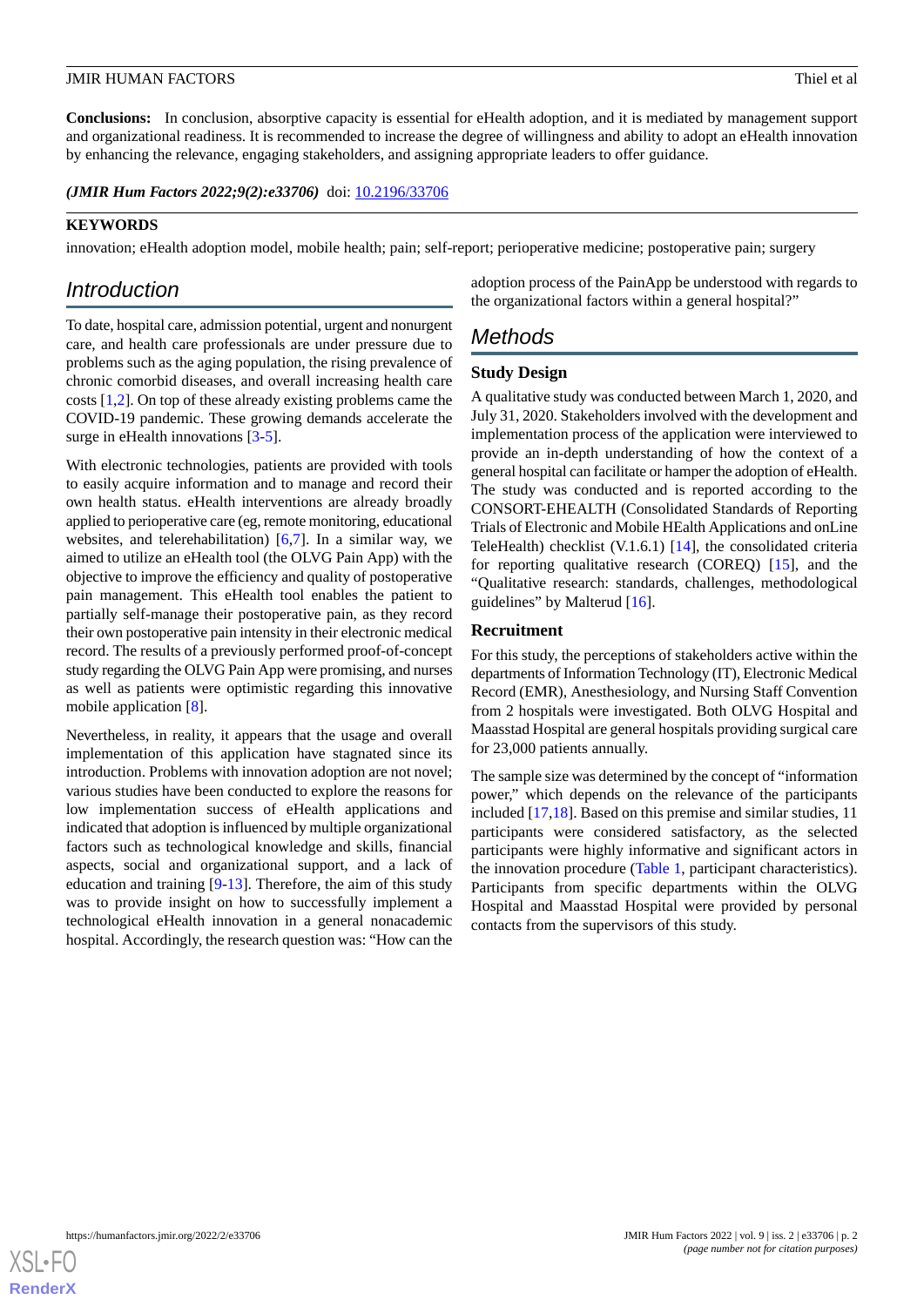**Conclusions:** In conclusion, absorptive capacity is essential for eHealth adoption, and it is mediated by management support and organizational readiness. It is recommended to increase the degree of willingness and ability to adopt an eHealth innovation by enhancing the relevance, engaging stakeholders, and assigning appropriate leaders to offer guidance.

***(JMIR Hum Factors 2022;9(2):e33706)*** doi: 10.2196/33706

**KEYWORDS**

innovation; eHealth adoption model, mobile health; pain; self-report; perioperative medicine; postoperative pain; surgery

## Introduction

To date, hospital care, admission potential, urgent and nonurgent care, and health care professionals are under pressure due to problems such as the aging population, the rising prevalence of chronic comorbid diseases, and overall increasing health care costs [1,2]. On top of these already existing problems came the COVID-19 pandemic. These growing demands accelerate the surge in eHealth innovations [3-5].

With electronic technologies, patients are provided with tools to easily acquire information and to manage and record their own health status. eHealth interventions are already broadly applied to perioperative care (eg, remote monitoring, educational websites, and telerehabilitation) [6,7]. In a similar way, we aimed to utilize an eHealth tool (the OLVG Pain App) with the objective to improve the efficiency and quality of postoperative pain management. This eHealth tool enables the patient to partially self-manage their postoperative pain, as they record their own postoperative pain intensity in their electronic medical record. The results of a previously performed proof-of-concept study regarding the OLVG Pain App were promising, and nurses as well as patients were optimistic regarding this innovative mobile application [8].

Nevertheless, in reality, it appears that the usage and overall implementation of this application have stagnated since its introduction. Problems with innovation adoption are not novel; various studies have been conducted to explore the reasons for low implementation success of eHealth applications and indicated that adoption is influenced by multiple organizational factors such as technological knowledge and skills, financial aspects, social and organizational support, and a lack of education and training [9-13]. Therefore, the aim of this study was to provide insight on how to successfully implement a technological eHealth innovation in a general nonacademic hospital. Accordingly, the research question was: "How can the adoption process of the PainApp be understood with regards to the organizational factors within a general hospital?"

## Methods

### Study Design

A qualitative study was conducted between March 1, 2020, and July 31, 2020. Stakeholders involved with the development and implementation process of the application were interviewed to provide an in-depth understanding of how the context of a general hospital can facilitate or hamper the adoption of eHealth. The study was conducted and is reported according to the CONSORT-EHEALTH (Consolidated Standards of Reporting Trials of Electronic and Mobile HEalth Applications and onLine TeleHealth) checklist (V.1.6.1) [14], the consolidated criteria for reporting qualitative research (COREQ) [15], and the "Qualitative research: standards, challenges, methodological guidelines" by Malterud [16].

### Recruitment

For this study, the perceptions of stakeholders active within the departments of Information Technology (IT), Electronic Medical Record (EMR), Anesthesiology, and Nursing Staff Convention from 2 hospitals were investigated. Both OLVG Hospital and Maasstad Hospital are general hospitals providing surgical care for 23,000 patients annually.

The sample size was determined by the concept of "information power," which depends on the relevance of the participants included [17,18]. Based on this premise and similar studies, 11 participants were considered satisfactory, as the selected participants were highly informative and significant actors in the innovation procedure (Table 1, participant characteristics). Participants from specific departments within the OLVG Hospital and Maasstad Hospital were provided by personal contacts from the supervisors of this study.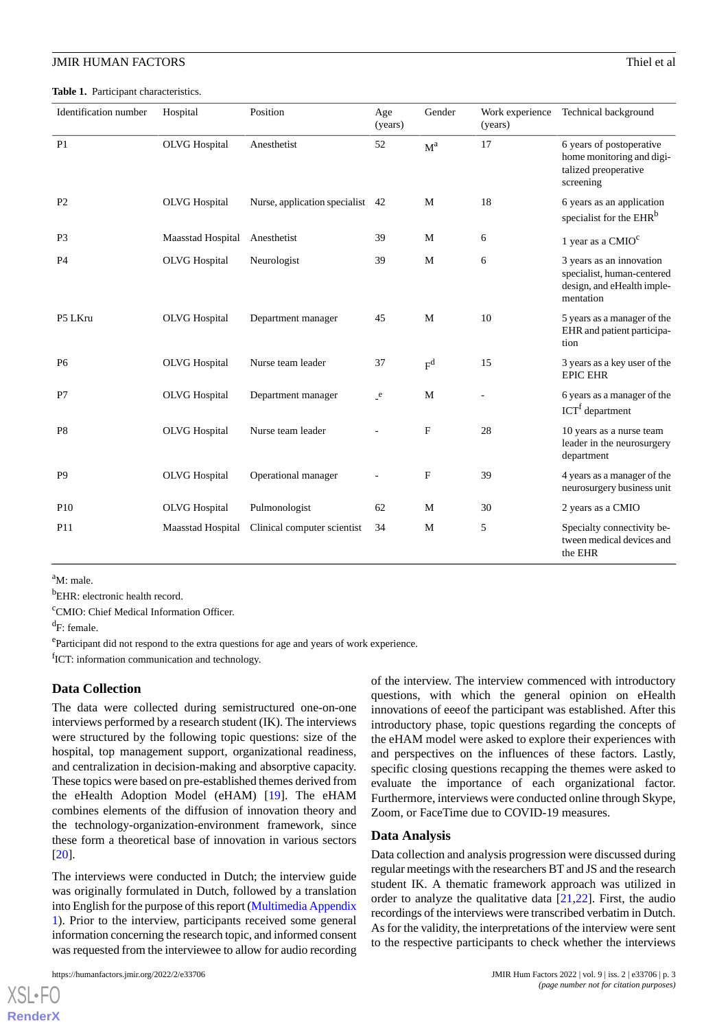**Table 1.** Participant characteristics.

| Identification number | Hospital | Position | Age (years) | Gender | Work experience (years) | Technical background |
|---|---|---|---|---|---|---|
| P1 | OLVG Hospital | Anesthetist | 52 | M[a] | 17 | 6 years of postoperative home monitoring and digitalized preoperative screening |
| P2 | OLVG Hospital | Nurse, application specialist | 42 | M | 18 | 6 years as an application specialist for the EHR[b] |
| P3 | Maasstad Hospital | Anesthetist | 39 | M | 6 | 1 year as a CMIO[c] |
| P4 | OLVG Hospital | Neurologist | 39 | M | 6 | 3 years as an innovation specialist, human-centered design, and eHealth implementation |
| P5 LKru | OLVG Hospital | Department manager | 45 | M | 10 | 5 years as a manager of the EHR and patient participation |
| P6 | OLVG Hospital | Nurse team leader | 37 | F[d] | 15 | 3 years as a key user of the EPIC EHR |
| P7 | OLVG Hospital | Department manager | -[e] | M | - | 6 years as a manager of the ICT[f] department |
| P8 | OLVG Hospital | Nurse team leader | - | F | 28 | 10 years as a nurse team leader in the neurosurgery department |
| P9 | OLVG Hospital | Operational manager | - | F | 39 | 4 years as a manager of the neurosurgery business unit |
| P10 | OLVG Hospital | Pulmonologist | 62 | M | 30 | 2 years as a CMIO |
| P11 | Maasstad Hospital | Clinical computer scientist | 34 | M | 5 | Specialty connectivity between medical devices and the EHR |

[a]M: male.

[b]EHR: electronic health record.

[c]CMIO: Chief Medical Information Officer.

[d]F: female.

[e]Participant did not respond to the extra questions for age and years of work experience.

[f]ICT: information communication and technology.

## Data Collection

The data were collected during semistructured one-on-one interviews performed by a research student (IK). The interviews were structured by the following topic questions: size of the hospital, top management support, organizational readiness, and centralization in decision-making and absorptive capacity. These topics were based on pre-established themes derived from the eHealth Adoption Model (eHAM) [19]. The eHAM combines elements of the diffusion of innovation theory and the technology-organization-environment framework, since these form a theoretical base of innovation in various sectors [20].

The interviews were conducted in Dutch; the interview guide was originally formulated in Dutch, followed by a translation into English for the purpose of this report (Multimedia Appendix 1). Prior to the interview, participants received some general information concerning the research topic, and informed consent was requested from the interviewee to allow for audio recording of the interview. The interview commenced with introductory questions, with which the general opinion on eHealth innovations of eeeof the participant was established. After this introductory phase, topic questions regarding the concepts of the eHAM model were asked to explore their experiences with and perspectives on the influences of these factors. Lastly, specific closing questions recapping the themes were asked to evaluate the importance of each organizational factor. Furthermore, interviews were conducted online through Skype, Zoom, or FaceTime due to COVID-19 measures.

## Data Analysis

Data collection and analysis progression were discussed during regular meetings with the researchers BT and JS and the research student IK. A thematic framework approach was utilized in order to analyze the qualitative data [21,22]. First, the audio recordings of the interviews were transcribed verbatim in Dutch. As for the validity, the interpretations of the interview were sent to the respective participants to check whether the interviews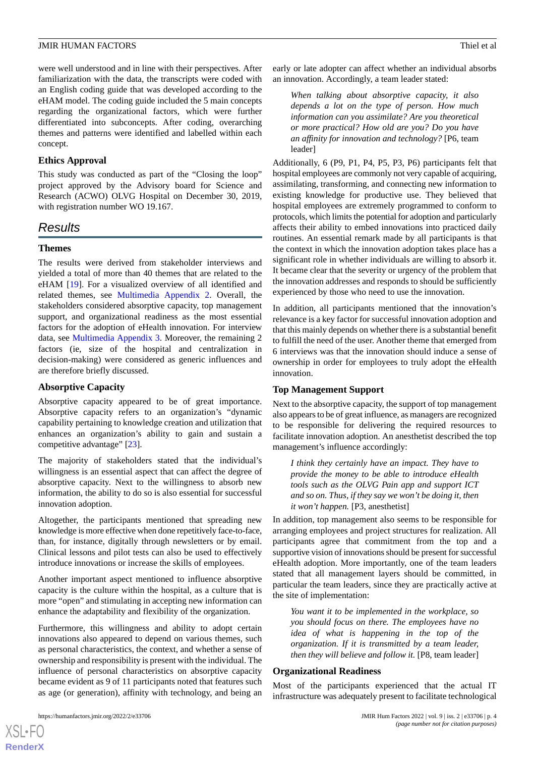were well understood and in line with their perspectives. After familiarization with the data, the transcripts were coded with an English coding guide that was developed according to the eHAM model. The coding guide included the 5 main concepts regarding the organizational factors, which were further differentiated into subconcepts. After coding, overarching themes and patterns were identified and labelled within each concept.

### Ethics Approval

This study was conducted as part of the "Closing the loop" project approved by the Advisory board for Science and Research (ACWO) OLVG Hospital on December 30, 2019, with registration number WO 19.167.

## Results

### Themes

The results were derived from stakeholder interviews and yielded a total of more than 40 themes that are related to the eHAM [19]. For a visualized overview of all identified and related themes, see Multimedia Appendix 2. Overall, the stakeholders considered absorptive capacity, top management support, and organizational readiness as the most essential factors for the adoption of eHealth innovation. For interview data, see Multimedia Appendix 3. Moreover, the remaining 2 factors (ie, size of the hospital and centralization in decision-making) were considered as generic influences and are therefore briefly discussed.

### Absorptive Capacity

Absorptive capacity appeared to be of great importance. Absorptive capacity refers to an organization's "dynamic capability pertaining to knowledge creation and utilization that enhances an organization's ability to gain and sustain a competitive advantage" [23].

The majority of stakeholders stated that the individual's willingness is an essential aspect that can affect the degree of absorptive capacity. Next to the willingness to absorb new information, the ability to do so is also essential for successful innovation adoption.

Altogether, the participants mentioned that spreading new knowledge is more effective when done repetitively face-to-face, than, for instance, digitally through newsletters or by email. Clinical lessons and pilot tests can also be used to effectively introduce innovations or increase the skills of employees.

Another important aspect mentioned to influence absorptive capacity is the culture within the hospital, as a culture that is more "open" and stimulating in accepting new information can enhance the adaptability and flexibility of the organization.

Furthermore, this willingness and ability to adopt certain innovations also appeared to depend on various themes, such as personal characteristics, the context, and whether a sense of ownership and responsibility is present with the individual. The influence of personal characteristics on absorptive capacity became evident as 9 of 11 participants noted that features such as age (or generation), affinity with technology, and being an early or late adopter can affect whether an individual absorbs an innovation. Accordingly, a team leader stated:

> *When talking about absorptive capacity, it also depends a lot on the type of person. How much information can you assimilate? Are you theoretical or more practical? How old are you? Do you have an affinity for innovation and technology?* [P6, team leader]

Additionally, 6 (P9, P1, P4, P5, P3, P6) participants felt that hospital employees are commonly not very capable of acquiring, assimilating, transforming, and connecting new information to existing knowledge for productive use. They believed that hospital employees are extremely programmed to conform to protocols, which limits the potential for adoption and particularly affects their ability to embed innovations into practiced daily routines. An essential remark made by all participants is that the context in which the innovation adoption takes place has a significant role in whether individuals are willing to absorb it. It became clear that the severity or urgency of the problem that the innovation addresses and responds to should be sufficiently experienced by those who need to use the innovation.

In addition, all participants mentioned that the innovation's relevance is a key factor for successful innovation adoption and that this mainly depends on whether there is a substantial benefit to fulfill the need of the user. Another theme that emerged from 6 interviews was that the innovation should induce a sense of ownership in order for employees to truly adopt the eHealth innovation.

### Top Management Support

Next to the absorptive capacity, the support of top management also appears to be of great influence, as managers are recognized to be responsible for delivering the required resources to facilitate innovation adoption. An anesthetist described the top management's influence accordingly:

> *I think they certainly have an impact. They have to provide the money to be able to introduce eHealth tools such as the OLVG Pain app and support ICT and so on. Thus, if they say we won't be doing it, then it won't happen.* [P3, anesthetist]

In addition, top management also seems to be responsible for arranging employees and project structures for realization. All participants agree that commitment from the top and a supportive vision of innovations should be present for successful eHealth adoption. More importantly, one of the team leaders stated that all management layers should be committed, in particular the team leaders, since they are practically active at the site of implementation:

> *You want it to be implemented in the workplace, so you should focus on there. The employees have no idea of what is happening in the top of the organization. If it is transmitted by a team leader, then they will believe and follow it.* [P8, team leader]

### Organizational Readiness

Most of the participants experienced that the actual IT infrastructure was adequately present to facilitate technological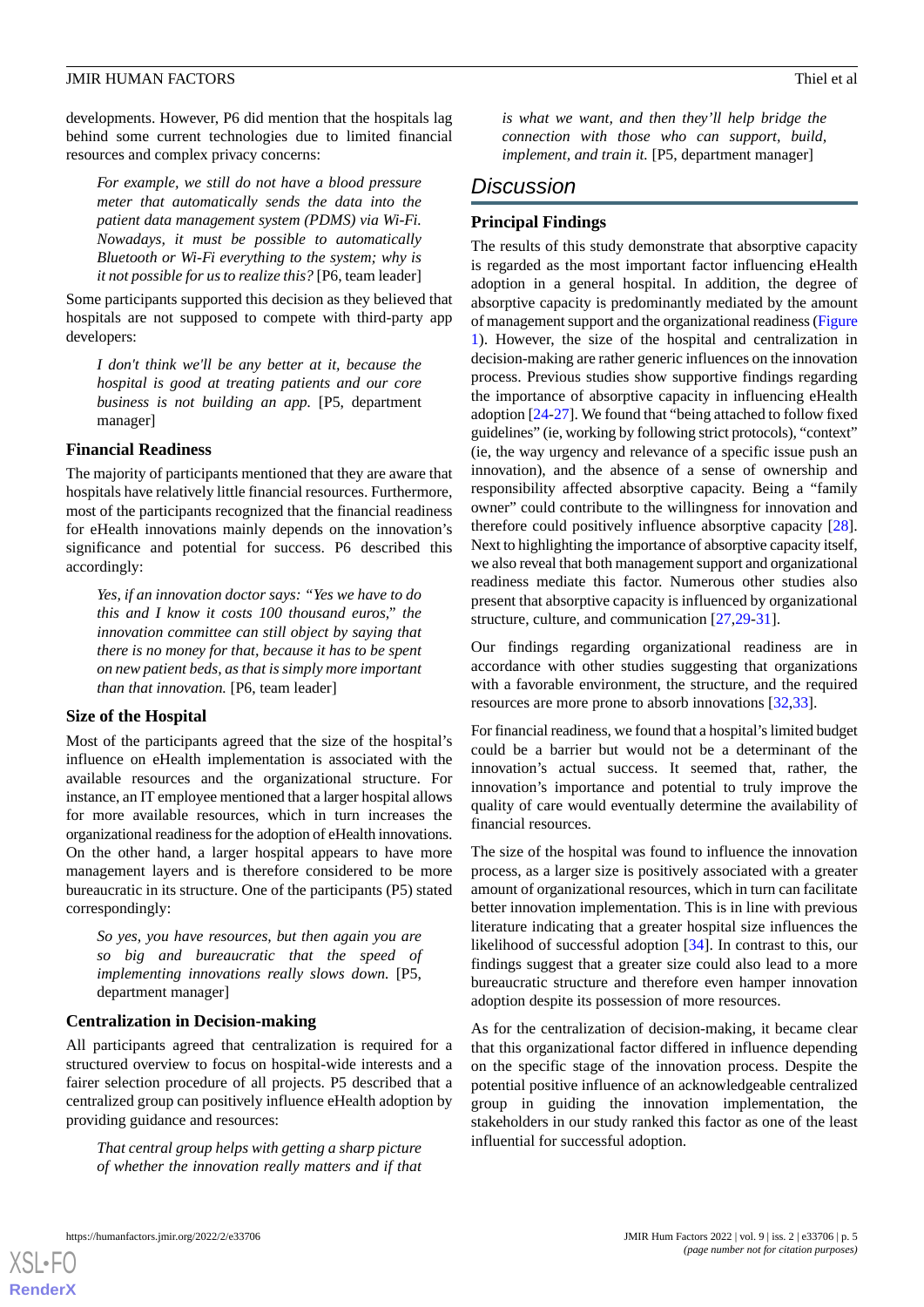developments. However, P6 did mention that the hospitals lag behind some current technologies due to limited financial resources and complex privacy concerns:

> *For example, we still do not have a blood pressure meter that automatically sends the data into the patient data management system (PDMS) via Wi-Fi. Nowadays, it must be possible to automatically Bluetooth or Wi-Fi everything to the system; why is it not possible for us to realize this?* [P6, team leader]

Some participants supported this decision as they believed that hospitals are not supposed to compete with third-party app developers:

> *I don't think we'll be any better at it, because the hospital is good at treating patients and our core business is not building an app.* [P5, department manager]

### Financial Readiness

The majority of participants mentioned that they are aware that hospitals have relatively little financial resources. Furthermore, most of the participants recognized that the financial readiness for eHealth innovations mainly depends on the innovation's significance and potential for success. P6 described this accordingly:

> *Yes, if an innovation doctor says: "Yes we have to do this and I know it costs 100 thousand euros," the innovation committee can still object by saying that there is no money for that, because it has to be spent on new patient beds, as that is simply more important than that innovation.* [P6, team leader]

### Size of the Hospital

Most of the participants agreed that the size of the hospital's influence on eHealth implementation is associated with the available resources and the organizational structure. For instance, an IT employee mentioned that a larger hospital allows for more available resources, which in turn increases the organizational readiness for the adoption of eHealth innovations. On the other hand, a larger hospital appears to have more management layers and is therefore considered to be more bureaucratic in its structure. One of the participants (P5) stated correspondingly:

> *So yes, you have resources, but then again you are so big and bureaucratic that the speed of implementing innovations really slows down.* [P5, department manager]

### Centralization in Decision-making

All participants agreed that centralization is required for a structured overview to focus on hospital-wide interests and a fairer selection procedure of all projects. P5 described that a centralized group can positively influence eHealth adoption by providing guidance and resources:

> *That central group helps with getting a sharp picture of whether the innovation really matters and if that is what we want, and then they'll help bridge the connection with those who can support, build, implement, and train it.* [P5, department manager]

## Discussion

### Principal Findings

The results of this study demonstrate that absorptive capacity is regarded as the most important factor influencing eHealth adoption in a general hospital. In addition, the degree of absorptive capacity is predominantly mediated by the amount of management support and the organizational readiness (Figure 1). However, the size of the hospital and centralization in decision-making are rather generic influences on the innovation process. Previous studies show supportive findings regarding the importance of absorptive capacity in influencing eHealth adoption [24-27]. We found that "being attached to follow fixed guidelines" (ie, working by following strict protocols), "context" (ie, the way urgency and relevance of a specific issue push an innovation), and the absence of a sense of ownership and responsibility affected absorptive capacity. Being a "family owner" could contribute to the willingness for innovation and therefore could positively influence absorptive capacity [28]. Next to highlighting the importance of absorptive capacity itself, we also reveal that both management support and organizational readiness mediate this factor. Numerous other studies also present that absorptive capacity is influenced by organizational structure, culture, and communication [27,29-31].

Our findings regarding organizational readiness are in accordance with other studies suggesting that organizations with a favorable environment, the structure, and the required resources are more prone to absorb innovations [32,33].

For financial readiness, we found that a hospital's limited budget could be a barrier but would not be a determinant of the innovation's actual success. It seemed that, rather, the innovation's importance and potential to truly improve the quality of care would eventually determine the availability of financial resources.

The size of the hospital was found to influence the innovation process, as a larger size is positively associated with a greater amount of organizational resources, which in turn can facilitate better innovation implementation. This is in line with previous literature indicating that a greater hospital size influences the likelihood of successful adoption [34]. In contrast to this, our findings suggest that a greater size could also lead to a more bureaucratic structure and therefore even hamper innovation adoption despite its possession of more resources.

As for the centralization of decision-making, it became clear that this organizational factor differed in influence depending on the specific stage of the innovation process. Despite the potential positive influence of an acknowledgeable centralized group in guiding the innovation implementation, the stakeholders in our study ranked this factor as one of the least influential for successful adoption.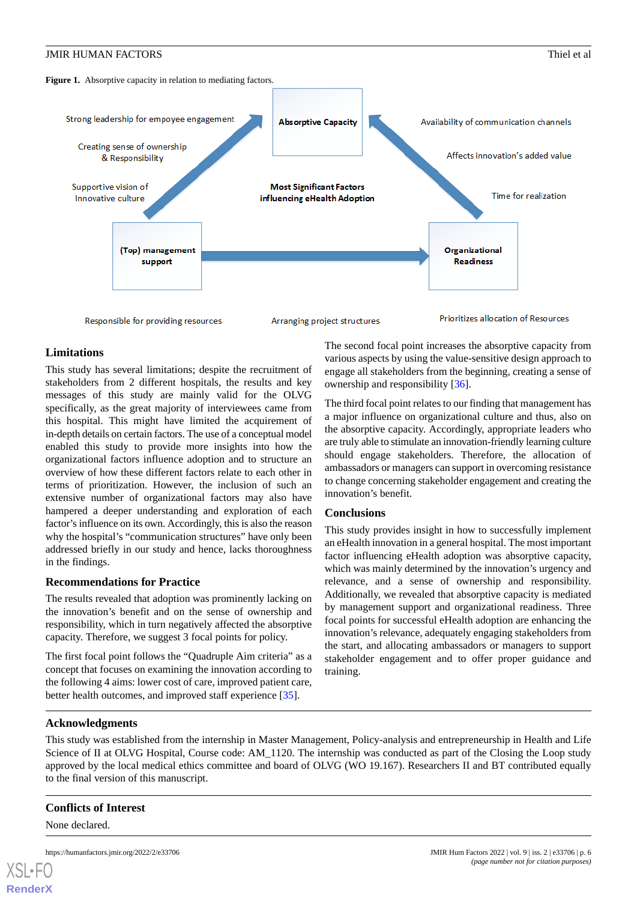**Figure 1.** Absorptive capacity in relation to mediating factors.

Strong leadership for empoyee engagement

Creating sense of ownership & Responsibility

Supportive vision of Innovative culture

Absorptive Capacity

Availability of communication channels

Affects innovation's added value

Time for realization

Most Significant Factors influencing eHealth Adoption

(Top) management support

Organizational Readiness

Responsible for providing resources

Arranging project structures

Prioritizes allocation of Resources

## Limitations

This study has several limitations; despite the recruitment of stakeholders from 2 different hospitals, the results and key messages of this study are mainly valid for the OLVG specifically, as the great majority of interviewees came from this hospital. This might have limited the acquirement of in-depth details on certain factors. The use of a conceptual model enabled this study to provide more insights into how the organizational factors influence adoption and to structure an overview of how these different factors relate to each other in terms of prioritization. However, the inclusion of such an extensive number of organizational factors may also have hampered a deeper understanding and exploration of each factor's influence on its own. Accordingly, this is also the reason why the hospital's "communication structures" have only been addressed briefly in our study and hence, lacks thoroughness in the findings.

## Recommendations for Practice

The results revealed that adoption was prominently lacking on the innovation's benefit and on the sense of ownership and responsibility, which in turn negatively affected the absorptive capacity. Therefore, we suggest 3 focal points for policy.

The first focal point follows the "Quadruple Aim criteria" as a concept that focuses on examining the innovation according to the following 4 aims: lower cost of care, improved patient care, better health outcomes, and improved staff experience [35].

The second focal point increases the absorptive capacity from various aspects by using the value-sensitive design approach to engage all stakeholders from the beginning, creating a sense of ownership and responsibility [36].

The third focal point relates to our finding that management has a major influence on organizational culture and thus, also on the absorptive capacity. Accordingly, appropriate leaders who are truly able to stimulate an innovation-friendly learning culture should engage stakeholders. Therefore, the allocation of ambassadors or managers can support in overcoming resistance to change concerning stakeholder engagement and creating the innovation's benefit.

## Conclusions

This study provides insight in how to successfully implement an eHealth innovation in a general hospital. The most important factor influencing eHealth adoption was absorptive capacity, which was mainly determined by the innovation's urgency and relevance, and a sense of ownership and responsibility. Additionally, we revealed that absorptive capacity is mediated by management support and organizational readiness. Three focal points for successful eHealth adoption are enhancing the innovation's relevance, adequately engaging stakeholders from the start, and allocating ambassadors or managers to support stakeholder engagement and to offer proper guidance and training.

## Acknowledgments

This study was established from the internship in Master Management, Policy-analysis and entrepreneurship in Health and Life Science of II at OLVG Hospital, Course code: AM_1120. The internship was conducted as part of the Closing the Loop study approved by the local medical ethics committee and board of OLVG (WO 19.167). Researchers II and BT contributed equally to the final version of this manuscript.

## Conflicts of Interest

None declared.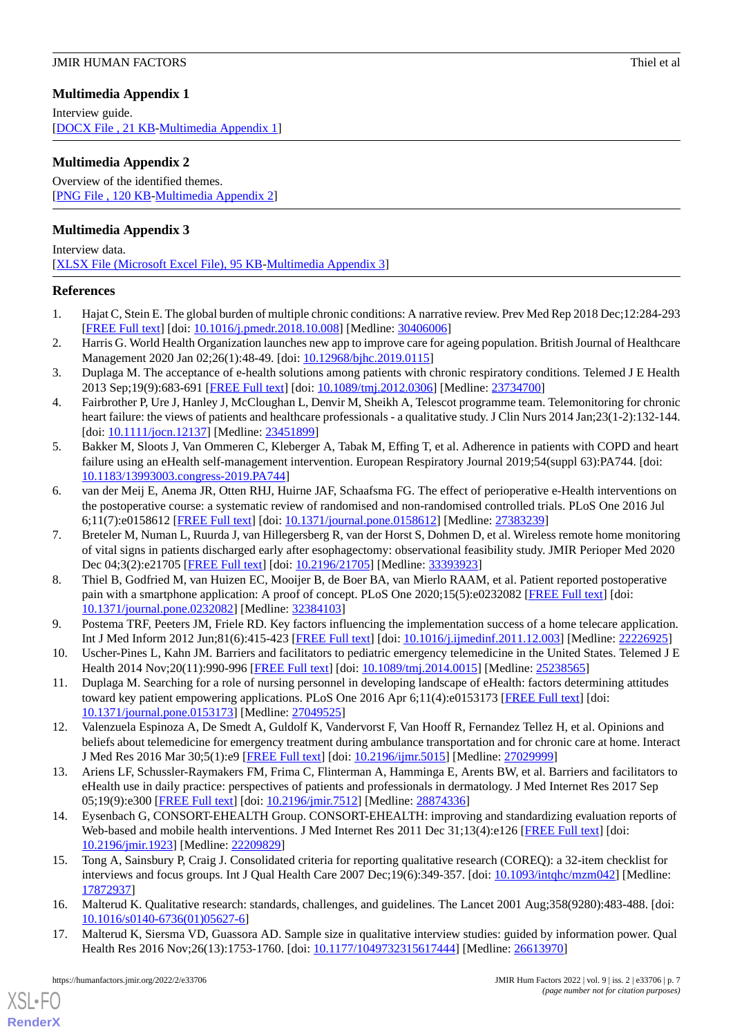## Multimedia Appendix 1

Interview guide.

[DOCX File , 21 KB-Multimedia Appendix 1]

## Multimedia Appendix 2

Overview of the identified themes.

[PNG File , 120 KB-Multimedia Appendix 2]

## Multimedia Appendix 3

Interview data.

[XLSX File (Microsoft Excel File), 95 KB-Multimedia Appendix 3]

## References

1. Hajat C, Stein E. The global burden of multiple chronic conditions: A narrative review. Prev Med Rep 2018 Dec;12:284-293 [FREE Full text] [doi: 10.1016/j.pmedr.2018.10.008] [Medline: 30406006]
2. Harris G. World Health Organization launches new app to improve care for ageing population. British Journal of Healthcare Management 2020 Jan 02;26(1):48-49. [doi: 10.12968/bjhc.2019.0115]
3. Duplaga M. The acceptance of e-health solutions among patients with chronic respiratory conditions. Telemed J E Health 2013 Sep;19(9):683-691 [FREE Full text] [doi: 10.1089/tmj.2012.0306] [Medline: 23734700]
4. Fairbrother P, Ure J, Hanley J, McCloughan L, Denvir M, Sheikh A, Telescot programme team. Telemonitoring for chronic heart failure: the views of patients and healthcare professionals - a qualitative study. J Clin Nurs 2014 Jan;23(1-2):132-144. [doi: 10.1111/jocn.12137] [Medline: 23451899]
5. Bakker M, Sloots J, Van Ommeren C, Kleberger A, Tabak M, Effing T, et al. Adherence in patients with COPD and heart failure using an eHealth self-management intervention. European Respiratory Journal 2019;54(suppl 63):PA744. [doi: 10.1183/13993003.congress-2019.PA744]
6. van der Meij E, Anema JR, Otten RHJ, Huirne JAF, Schaafsma FG. The effect of perioperative e-Health interventions on the postoperative course: a systematic review of randomised and non-randomised controlled trials. PLoS One 2016 Jul 6;11(7):e0158612 [FREE Full text] [doi: 10.1371/journal.pone.0158612] [Medline: 27383239]
7. Breteler M, Numan L, Ruurda J, van Hillegersberg R, van der Horst S, Dohmen D, et al. Wireless remote home monitoring of vital signs in patients discharged early after esophagectomy: observational feasibility study. JMIR Perioper Med 2020 Dec 04;3(2):e21705 [FREE Full text] [doi: 10.2196/21705] [Medline: 33393923]
8. Thiel B, Godfried M, van Huizen EC, Mooijer B, de Boer BA, van Mierlo RAAM, et al. Patient reported postoperative pain with a smartphone application: A proof of concept. PLoS One 2020;15(5):e0232082 [FREE Full text] [doi: 10.1371/journal.pone.0232082] [Medline: 32384103]
9. Postema TRF, Peeters JM, Friele RD. Key factors influencing the implementation success of a home telecare application. Int J Med Inform 2012 Jun;81(6):415-423 [FREE Full text] [doi: 10.1016/j.ijmedinf.2011.12.003] [Medline: 22226925]
10. Uscher-Pines L, Kahn JM. Barriers and facilitators to pediatric emergency telemedicine in the United States. Telemed J E Health 2014 Nov;20(11):990-996 [FREE Full text] [doi: 10.1089/tmj.2014.0015] [Medline: 25238565]
11. Duplaga M. Searching for a role of nursing personnel in developing landscape of eHealth: factors determining attitudes toward key patient empowering applications. PLoS One 2016 Apr 6;11(4):e0153173 [FREE Full text] [doi: 10.1371/journal.pone.0153173] [Medline: 27049525]
12. Valenzuela Espinoza A, De Smedt A, Guldolf K, Vandervorst F, Van Hooff R, Fernandez Tellez H, et al. Opinions and beliefs about telemedicine for emergency treatment during ambulance transportation and for chronic care at home. Interact J Med Res 2016 Mar 30;5(1):e9 [FREE Full text] [doi: 10.2196/ijmr.5015] [Medline: 27029999]
13. Ariens LF, Schussler-Raymakers FM, Frima C, Flinterman A, Hamminga E, Arents BW, et al. Barriers and facilitators to eHealth use in daily practice: perspectives of patients and professionals in dermatology. J Med Internet Res 2017 Sep 05;19(9):e300 [FREE Full text] [doi: 10.2196/jmir.7512] [Medline: 28874336]
14. Eysenbach G, CONSORT-EHEALTH Group. CONSORT-EHEALTH: improving and standardizing evaluation reports of Web-based and mobile health interventions. J Med Internet Res 2011 Dec 31;13(4):e126 [FREE Full text] [doi: 10.2196/jmir.1923] [Medline: 22209829]
15. Tong A, Sainsbury P, Craig J. Consolidated criteria for reporting qualitative research (COREQ): a 32-item checklist for interviews and focus groups. Int J Qual Health Care 2007 Dec;19(6):349-357. [doi: 10.1093/intqhc/mzm042] [Medline: 17872937]
16. Malterud K. Qualitative research: standards, challenges, and guidelines. The Lancet 2001 Aug;358(9280):483-488. [doi: 10.1016/s0140-6736(01)05627-6]
17. Malterud K, Siersma VD, Guassora AD. Sample size in qualitative interview studies: guided by information power. Qual Health Res 2016 Nov;26(13):1753-1760. [doi: 10.1177/1049732315617444] [Medline: 26613970]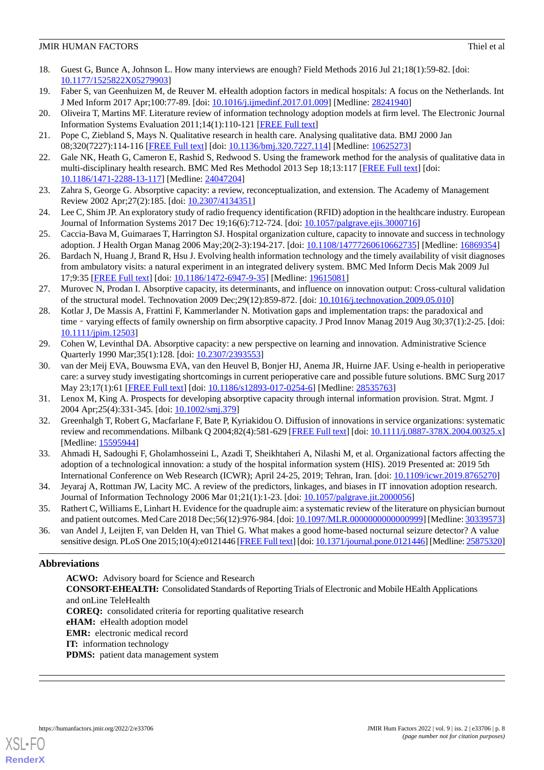18. Guest G, Bunce A, Johnson L. How many interviews are enough? Field Methods 2016 Jul 21;18(1):59-82. [doi: 10.1177/1525822X05279903]
19. Faber S, van Geenhuizen M, de Reuver M. eHealth adoption factors in medical hospitals: A focus on the Netherlands. Int J Med Inform 2017 Apr;100:77-89. [doi: 10.1016/j.ijmedinf.2017.01.009] [Medline: 28241940]
20. Oliveira T, Martins MF. Literature review of information technology adoption models at firm level. The Electronic Journal Information Systems Evaluation 2011;14(1):110-121 [FREE Full text]
21. Pope C, Ziebland S, Mays N. Qualitative research in health care. Analysing qualitative data. BMJ 2000 Jan 08;320(7227):114-116 [FREE Full text] [doi: 10.1136/bmj.320.7227.114] [Medline: 10625273]
22. Gale NK, Heath G, Cameron E, Rashid S, Redwood S. Using the framework method for the analysis of qualitative data in multi-disciplinary health research. BMC Med Res Methodol 2013 Sep 18;13:117 [FREE Full text] [doi: 10.1186/1471-2288-13-117] [Medline: 24047204]
23. Zahra S, George G. Absorptive capacity: a review, reconceptualization, and extension. The Academy of Management Review 2002 Apr;27(2):185. [doi: 10.2307/4134351]
24. Lee C, Shim JP. An exploratory study of radio frequency identification (RFID) adoption in the healthcare industry. European Journal of Information Systems 2017 Dec 19;16(6):712-724. [doi: 10.1057/palgrave.ejis.3000716]
25. Caccia-Bava M, Guimaraes T, Harrington SJ. Hospital organization culture, capacity to innovate and success in technology adoption. J Health Organ Manag 2006 May;20(2-3):194-217. [doi: 10.1108/14777260610662735] [Medline: 16869354]
26. Bardach N, Huang J, Brand R, Hsu J. Evolving health information technology and the timely availability of visit diagnoses from ambulatory visits: a natural experiment in an integrated delivery system. BMC Med Inform Decis Mak 2009 Jul 17;9:35 [FREE Full text] [doi: 10.1186/1472-6947-9-35] [Medline: 19615081]
27. Murovec N, Prodan I. Absorptive capacity, its determinants, and influence on innovation output: Cross-cultural validation of the structural model. Technovation 2009 Dec;29(12):859-872. [doi: 10.1016/j.technovation.2009.05.010]
28. Kotlar J, De Massis A, Frattini F, Kammerlander N. Motivation gaps and implementation traps: the paradoxical and time‐varying effects of family ownership on firm absorptive capacity. J Prod Innov Manag 2019 Aug 30;37(1):2-25. [doi: 10.1111/jpim.12503]
29. Cohen W, Levinthal DA. Absorptive capacity: a new perspective on learning and innovation. Administrative Science Quarterly 1990 Mar;35(1):128. [doi: 10.2307/2393553]
30. van der Meij EVA, Bouwsma EVA, van den Heuvel B, Bonjer HJ, Anema JR, Huirne JAF. Using e-health in perioperative care: a survey study investigating shortcomings in current perioperative care and possible future solutions. BMC Surg 2017 May 23;17(1):61 [FREE Full text] [doi: 10.1186/s12893-017-0254-6] [Medline: 28535763]
31. Lenox M, King A. Prospects for developing absorptive capacity through internal information provision. Strat. Mgmt. J 2004 Apr;25(4):331-345. [doi: 10.1002/smj.379]
32. Greenhalgh T, Robert G, Macfarlane F, Bate P, Kyriakidou O. Diffusion of innovations in service organizations: systematic review and recommendations. Milbank Q 2004;82(4):581-629 [FREE Full text] [doi: 10.1111/j.0887-378X.2004.00325.x] [Medline: 15595944]
33. Ahmadi H, Sadoughi F, Gholamhosseini L, Azadi T, Sheikhtaheri A, Nilashi M, et al. Organizational factors affecting the adoption of a technological innovation: a study of the hospital information system (HIS). 2019 Presented at: 2019 5th International Conference on Web Research (ICWR); April 24-25, 2019; Tehran, Iran. [doi: 10.1109/icwr.2019.8765270]
34. Jeyaraj A, Rottman JW, Lacity MC. A review of the predictors, linkages, and biases in IT innovation adoption research. Journal of Information Technology 2006 Mar 01;21(1):1-23. [doi: 10.1057/palgrave.jit.2000056]
35. Rathert C, Williams E, Linhart H. Evidence for the quadruple aim: a systematic review of the literature on physician burnout and patient outcomes. Med Care 2018 Dec;56(12):976-984. [doi: 10.1097/MLR.0000000000000999] [Medline: 30339573]
36. van Andel J, Leijten F, van Delden H, van Thiel G. What makes a good home-based nocturnal seizure detector? A value sensitive design. PLoS One 2015;10(4):e0121446 [FREE Full text] [doi: 10.1371/journal.pone.0121446] [Medline: 25875320]

## Abbreviations

**ACWO:** Advisory board for Science and Research
**CONSORT-EHEALTH:** Consolidated Standards of Reporting Trials of Electronic and Mobile HEalth Applications and onLine TeleHealth
**COREQ:** consolidated criteria for reporting qualitative research
**eHAM:** eHealth adoption model
**EMR:** electronic medical record
**IT:** information technology
**PDMS:** patient data management system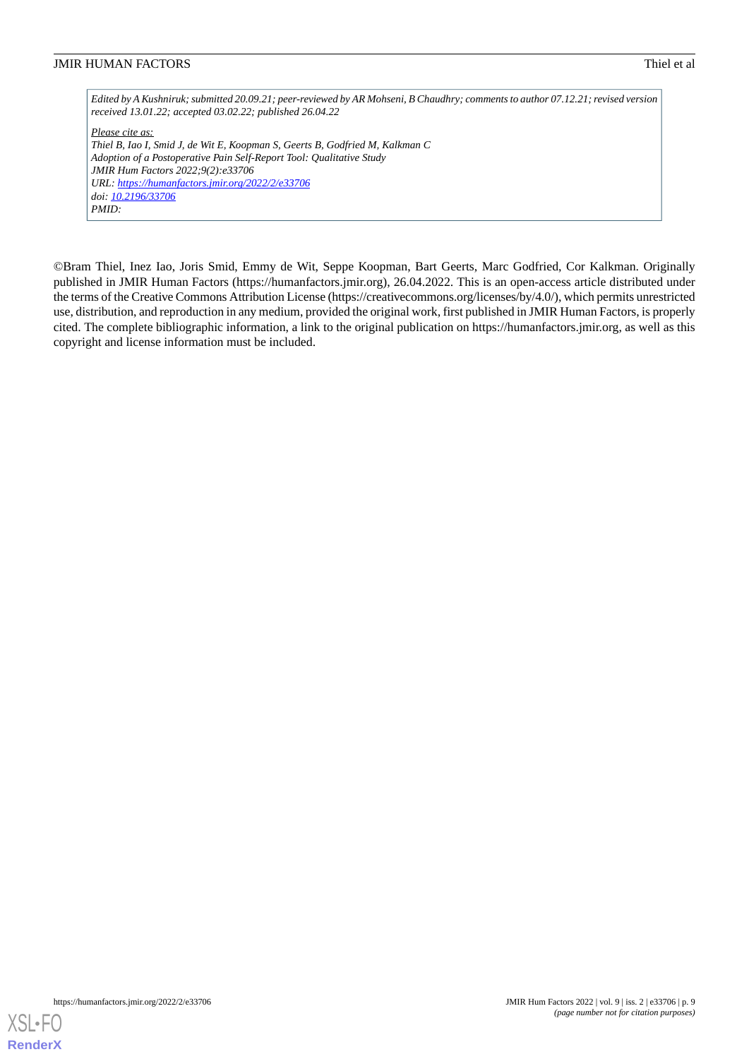*Edited by A Kushniruk; submitted 20.09.21; peer-reviewed by AR Mohseni, B Chaudhry; comments to author 07.12.21; revised version received 13.01.22; accepted 03.02.22; published 26.04.22*

*Please cite as:*
*Thiel B, Iao I, Smid J, de Wit E, Koopman S, Geerts B, Godfried M, Kalkman C*
*Adoption of a Postoperative Pain Self-Report Tool: Qualitative Study*
*JMIR Hum Factors 2022;9(2):e33706*
*URL: https://humanfactors.jmir.org/2022/2/e33706*
*doi: 10.2196/33706*
*PMID:*

©Bram Thiel, Inez Iao, Joris Smid, Emmy de Wit, Seppe Koopman, Bart Geerts, Marc Godfried, Cor Kalkman. Originally published in JMIR Human Factors (https://humanfactors.jmir.org), 26.04.2022. This is an open-access article distributed under the terms of the Creative Commons Attribution License (https://creativecommons.org/licenses/by/4.0/), which permits unrestricted use, distribution, and reproduction in any medium, provided the original work, first published in JMIR Human Factors, is properly cited. The complete bibliographic information, a link to the original publication on https://humanfactors.jmir.org, as well as this copyright and license information must be included.